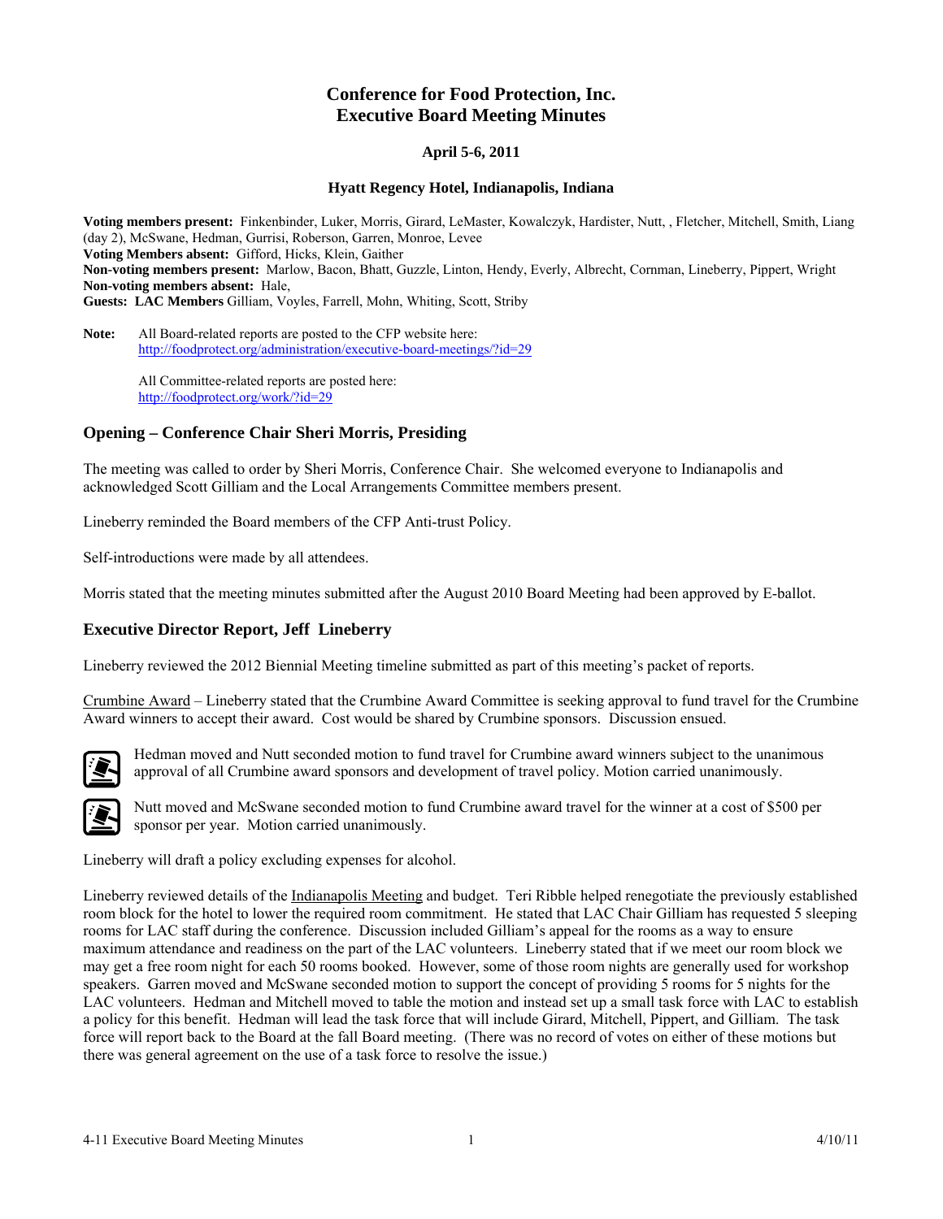# Conference for Food Protection, Inc.
# Executive Board Meeting Minutes

**April 5-6, 2011**

**Hyatt Regency Hotel, Indianapolis, Indiana**

**Voting members present:** Finkenbinder, Luker, Morris, Girard, LeMaster, Kowalczyk, Hardister, Nutt, , Fletcher, Mitchell, Smith, Liang (day 2), McSwane, Hedman, Gurrisi, Roberson, Garren, Monroe, Levee
**Voting Members absent:** Gifford, Hicks, Klein, Gaither
**Non-voting members present:** Marlow, Bacon, Bhatt, Guzzle, Linton, Hendy, Everly, Albrecht, Cornman, Lineberry, Pippert, Wright
**Non-voting members absent:** Hale,
**Guests: LAC Members** Gilliam, Voyles, Farrell, Mohn, Whiting, Scott, Striby

**Note:** All Board-related reports are posted to the CFP website here: http://foodprotect.org/administration/executive-board-meetings/?id=29

All Committee-related reports are posted here: http://foodprotect.org/work/?id=29

## Opening – Conference Chair Sheri Morris, Presiding

The meeting was called to order by Sheri Morris, Conference Chair. She welcomed everyone to Indianapolis and acknowledged Scott Gilliam and the Local Arrangements Committee members present.

Lineberry reminded the Board members of the CFP Anti-trust Policy.

Self-introductions were made by all attendees.

Morris stated that the meeting minutes submitted after the August 2010 Board Meeting had been approved by E-ballot.

## Executive Director Report, Jeff Lineberry

Lineberry reviewed the 2012 Biennial Meeting timeline submitted as part of this meeting's packet of reports.

Crumbine Award – Lineberry stated that the Crumbine Award Committee is seeking approval to fund travel for the Crumbine Award winners to accept their award. Cost would be shared by Crumbine sponsors. Discussion ensued.

Hedman moved and Nutt seconded motion to fund travel for Crumbine award winners subject to the unanimous approval of all Crumbine award sponsors and development of travel policy. Motion carried unanimously.

Nutt moved and McSwane seconded motion to fund Crumbine award travel for the winner at a cost of $500 per sponsor per year. Motion carried unanimously.

Lineberry will draft a policy excluding expenses for alcohol.

Lineberry reviewed details of the Indianapolis Meeting and budget. Teri Ribble helped renegotiate the previously established room block for the hotel to lower the required room commitment. He stated that LAC Chair Gilliam has requested 5 sleeping rooms for LAC staff during the conference. Discussion included Gilliam's appeal for the rooms as a way to ensure maximum attendance and readiness on the part of the LAC volunteers. Lineberry stated that if we meet our room block we may get a free room night for each 50 rooms booked. However, some of those room nights are generally used for workshop speakers. Garren moved and McSwane seconded motion to support the concept of providing 5 rooms for 5 nights for the LAC volunteers. Hedman and Mitchell moved to table the motion and instead set up a small task force with LAC to establish a policy for this benefit. Hedman will lead the task force that will include Girard, Mitchell, Pippert, and Gilliam. The task force will report back to the Board at the fall Board meeting. (There was no record of votes on either of these motions but there was general agreement on the use of a task force to resolve the issue.)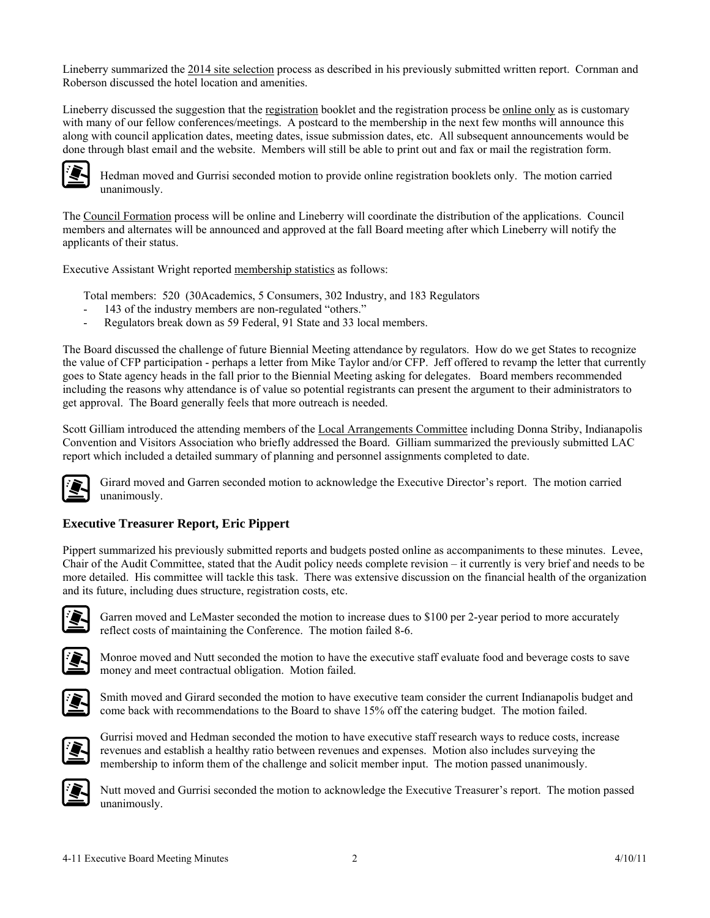Lineberry summarized the <u>2014 site selection</u> process as described in his previously submitted written report. Cornman and Roberson discussed the hotel location and amenities.

Lineberry discussed the suggestion that the <u>registration</u> booklet and the registration process be <u>online only</u> as is customary with many of our fellow conferences/meetings. A postcard to the membership in the next few months will announce this along with council application dates, meeting dates, issue submission dates, etc. All subsequent announcements would be done through blast email and the website. Members will still be able to print out and fax or mail the registration form.

Hedman moved and Gurrisi seconded motion to provide online registration booklets only. The motion carried unanimously.

The <u>Council Formation</u> process will be online and Lineberry will coordinate the distribution of the applications. Council members and alternates will be announced and approved at the fall Board meeting after which Lineberry will notify the applicants of their status.

Executive Assistant Wright reported <u>membership statistics</u> as follows:

Total members: 520 (30Academics, 5 Consumers, 302 Industry, and 183 Regulators

- 143 of the industry members are non-regulated "others."
- Regulators break down as 59 Federal, 91 State and 33 local members.

The Board discussed the challenge of future Biennial Meeting attendance by regulators. How do we get States to recognize the value of CFP participation - perhaps a letter from Mike Taylor and/or CFP. Jeff offered to revamp the letter that currently goes to State agency heads in the fall prior to the Biennial Meeting asking for delegates. Board members recommended including the reasons why attendance is of value so potential registrants can present the argument to their administrators to get approval. The Board generally feels that more outreach is needed.

Scott Gilliam introduced the attending members of the <u>Local Arrangements Committee</u> including Donna Striby, Indianapolis Convention and Visitors Association who briefly addressed the Board. Gilliam summarized the previously submitted LAC report which included a detailed summary of planning and personnel assignments completed to date.

Girard moved and Garren seconded motion to acknowledge the Executive Director's report. The motion carried unanimously.

### Executive Treasurer Report, Eric Pippert

Pippert summarized his previously submitted reports and budgets posted online as accompaniments to these minutes. Levee, Chair of the Audit Committee, stated that the Audit policy needs complete revision – it currently is very brief and needs to be more detailed. His committee will tackle this task. There was extensive discussion on the financial health of the organization and its future, including dues structure, registration costs, etc.

Garren moved and LeMaster seconded the motion to increase dues to $100 per 2-year period to more accurately reflect costs of maintaining the Conference. The motion failed 8-6.

Monroe moved and Nutt seconded the motion to have the executive staff evaluate food and beverage costs to save money and meet contractual obligation. Motion failed.

Smith moved and Girard seconded the motion to have executive team consider the current Indianapolis budget and come back with recommendations to the Board to shave 15% off the catering budget. The motion failed.

Gurrisi moved and Hedman seconded the motion to have executive staff research ways to reduce costs, increase revenues and establish a healthy ratio between revenues and expenses. Motion also includes surveying the membership to inform them of the challenge and solicit member input. The motion passed unanimously.

Nutt moved and Gurrisi seconded the motion to acknowledge the Executive Treasurer's report. The motion passed unanimously.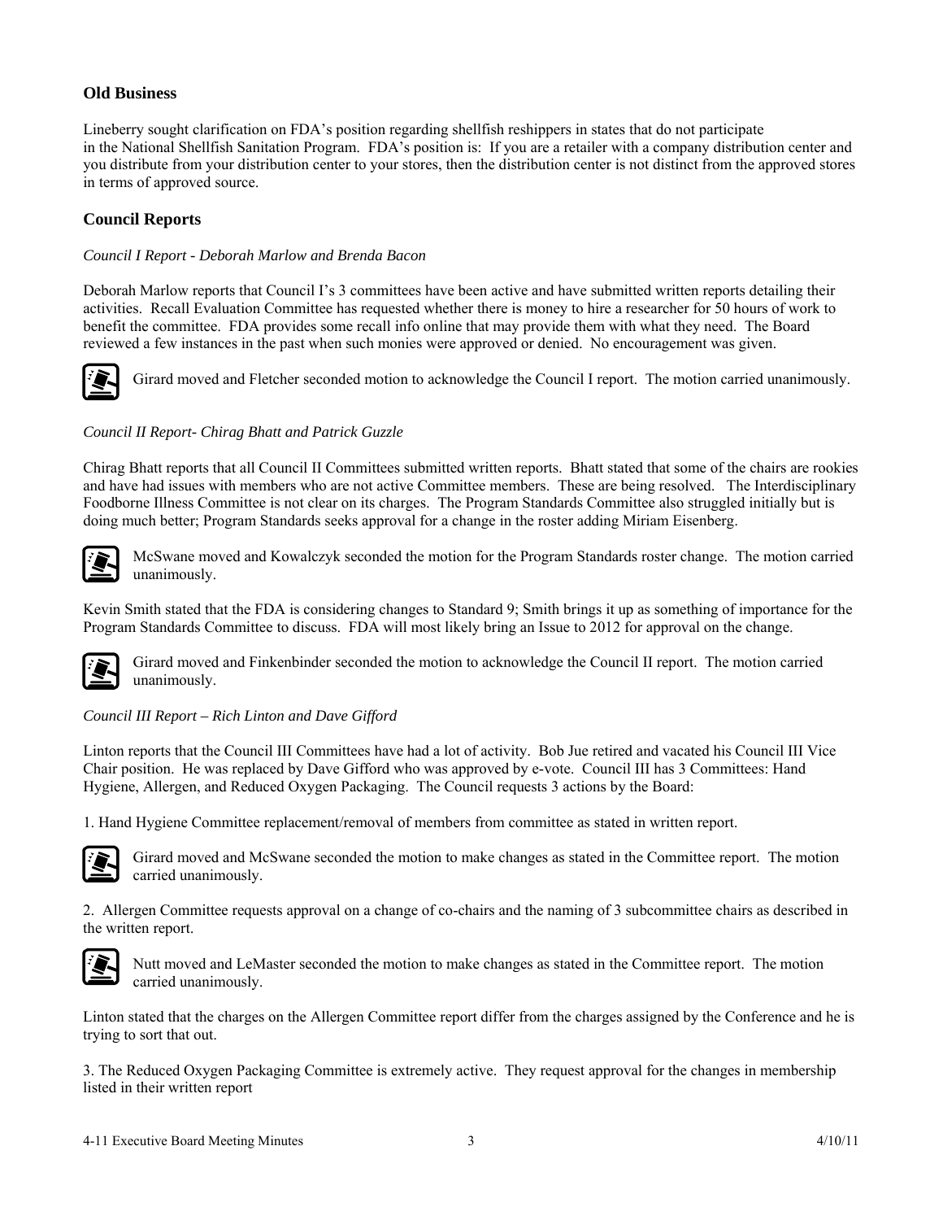## Old Business

Lineberry sought clarification on FDA's position regarding shellfish reshippers in states that do not participate in the National Shellfish Sanitation Program. FDA's position is: If you are a retailer with a company distribution center and you distribute from your distribution center to your stores, then the distribution center is not distinct from the approved stores in terms of approved source.

## Council Reports

*Council I Report - Deborah Marlow and Brenda Bacon*

Deborah Marlow reports that Council I's 3 committees have been active and have submitted written reports detailing their activities. Recall Evaluation Committee has requested whether there is money to hire a researcher for 50 hours of work to benefit the committee. FDA provides some recall info online that may provide them with what they need. The Board reviewed a few instances in the past when such monies were approved or denied. No encouragement was given.

Girard moved and Fletcher seconded motion to acknowledge the Council I report. The motion carried unanimously.

*Council II Report- Chirag Bhatt and Patrick Guzzle*

Chirag Bhatt reports that all Council II Committees submitted written reports. Bhatt stated that some of the chairs are rookies and have had issues with members who are not active Committee members. These are being resolved. The Interdisciplinary Foodborne Illness Committee is not clear on its charges. The Program Standards Committee also struggled initially but is doing much better; Program Standards seeks approval for a change in the roster adding Miriam Eisenberg.

McSwane moved and Kowalczyk seconded the motion for the Program Standards roster change. The motion carried unanimously.

Kevin Smith stated that the FDA is considering changes to Standard 9; Smith brings it up as something of importance for the Program Standards Committee to discuss. FDA will most likely bring an Issue to 2012 for approval on the change.

Girard moved and Finkenbinder seconded the motion to acknowledge the Council II report. The motion carried unanimously.

*Council III Report – Rich Linton and Dave Gifford*

Linton reports that the Council III Committees have had a lot of activity. Bob Jue retired and vacated his Council III Vice Chair position. He was replaced by Dave Gifford who was approved by e-vote. Council III has 3 Committees: Hand Hygiene, Allergen, and Reduced Oxygen Packaging. The Council requests 3 actions by the Board:

1. Hand Hygiene Committee replacement/removal of members from committee as stated in written report.

Girard moved and McSwane seconded the motion to make changes as stated in the Committee report. The motion carried unanimously.

2. Allergen Committee requests approval on a change of co-chairs and the naming of 3 subcommittee chairs as described in the written report.

Nutt moved and LeMaster seconded the motion to make changes as stated in the Committee report. The motion carried unanimously.

Linton stated that the charges on the Allergen Committee report differ from the charges assigned by the Conference and he is trying to sort that out.

3. The Reduced Oxygen Packaging Committee is extremely active. They request approval for the changes in membership listed in their written report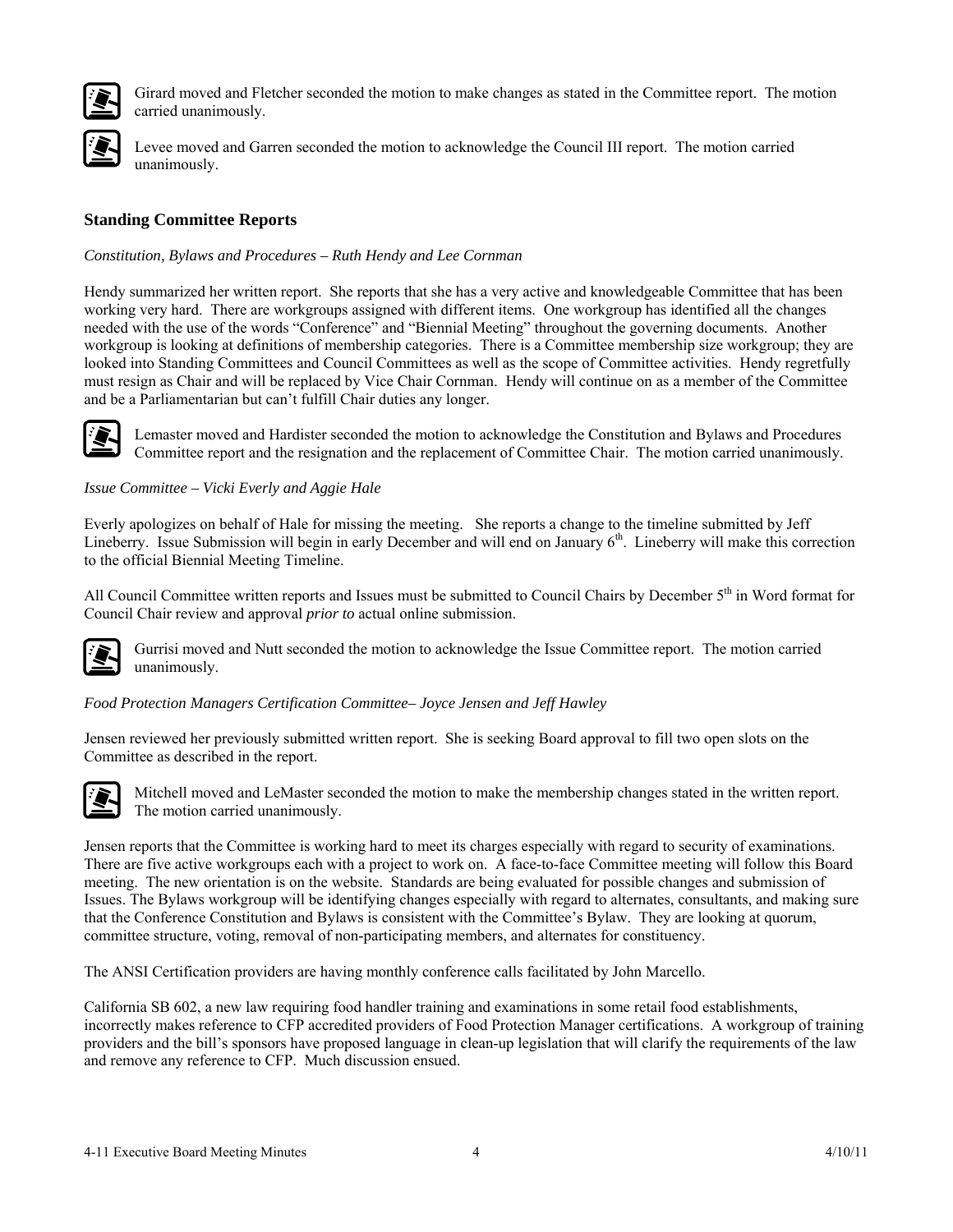Girard moved and Fletcher seconded the motion to make changes as stated in the Committee report. The motion carried unanimously.

Levee moved and Garren seconded the motion to acknowledge the Council III report. The motion carried unanimously.

## Standing Committee Reports

*Constitution, Bylaws and Procedures – Ruth Hendy and Lee Cornman*

Hendy summarized her written report. She reports that she has a very active and knowledgeable Committee that has been working very hard. There are workgroups assigned with different items. One workgroup has identified all the changes needed with the use of the words "Conference" and "Biennial Meeting" throughout the governing documents. Another workgroup is looking at definitions of membership categories. There is a Committee membership size workgroup; they are looked into Standing Committees and Council Committees as well as the scope of Committee activities. Hendy regretfully must resign as Chair and will be replaced by Vice Chair Cornman. Hendy will continue on as a member of the Committee and be a Parliamentarian but can't fulfill Chair duties any longer.

Lemaster moved and Hardister seconded the motion to acknowledge the Constitution and Bylaws and Procedures Committee report and the resignation and the replacement of Committee Chair. The motion carried unanimously.

*Issue Committee – Vicki Everly and Aggie Hale*

Everly apologizes on behalf of Hale for missing the meeting. She reports a change to the timeline submitted by Jeff Lineberry. Issue Submission will begin in early December and will end on January 6th. Lineberry will make this correction to the official Biennial Meeting Timeline.

All Council Committee written reports and Issues must be submitted to Council Chairs by December 5th in Word format for Council Chair review and approval *prior to* actual online submission.

Gurrisi moved and Nutt seconded the motion to acknowledge the Issue Committee report. The motion carried unanimously.

*Food Protection Managers Certification Committee– Joyce Jensen and Jeff Hawley*

Jensen reviewed her previously submitted written report. She is seeking Board approval to fill two open slots on the Committee as described in the report.

Mitchell moved and LeMaster seconded the motion to make the membership changes stated in the written report. The motion carried unanimously.

Jensen reports that the Committee is working hard to meet its charges especially with regard to security of examinations. There are five active workgroups each with a project to work on. A face-to-face Committee meeting will follow this Board meeting. The new orientation is on the website. Standards are being evaluated for possible changes and submission of Issues. The Bylaws workgroup will be identifying changes especially with regard to alternates, consultants, and making sure that the Conference Constitution and Bylaws is consistent with the Committee's Bylaw. They are looking at quorum, committee structure, voting, removal of non-participating members, and alternates for constituency.

The ANSI Certification providers are having monthly conference calls facilitated by John Marcello.

California SB 602, a new law requiring food handler training and examinations in some retail food establishments, incorrectly makes reference to CFP accredited providers of Food Protection Manager certifications. A workgroup of training providers and the bill's sponsors have proposed language in clean-up legislation that will clarify the requirements of the law and remove any reference to CFP. Much discussion ensued.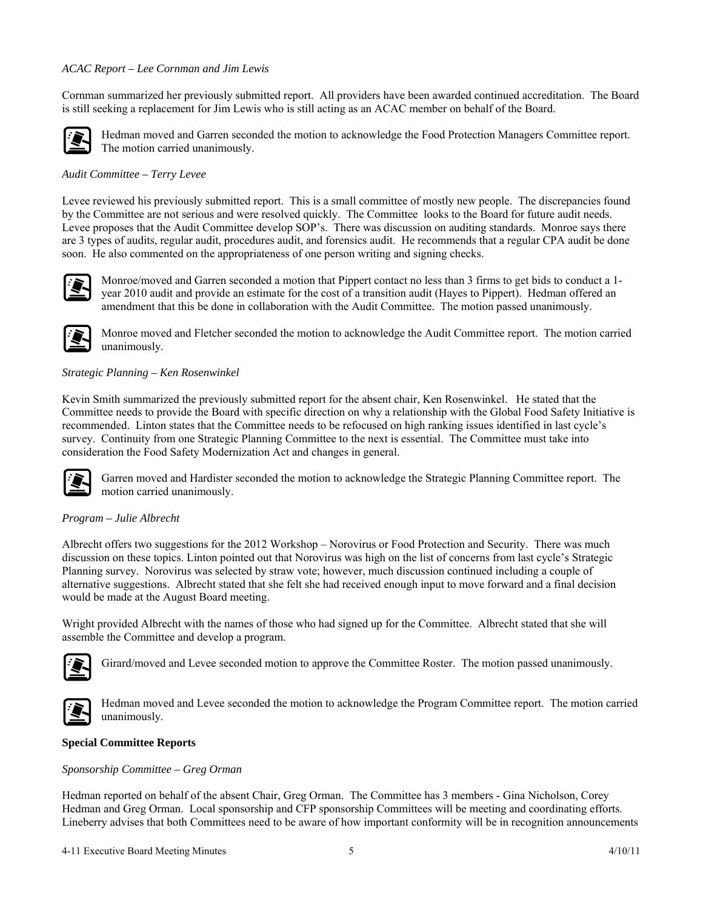*ACAC Report – Lee Cornman and Jim Lewis*

Cornman summarized her previously submitted report. All providers have been awarded continued accreditation. The Board is still seeking a replacement for Jim Lewis who is still acting as an ACAC member on behalf of the Board.

Hedman moved and Garren seconded the motion to acknowledge the Food Protection Managers Committee report. The motion carried unanimously.

*Audit Committee – Terry Levee*

Levee reviewed his previously submitted report. This is a small committee of mostly new people. The discrepancies found by the Committee are not serious and were resolved quickly. The Committee looks to the Board for future audit needs. Levee proposes that the Audit Committee develop SOP's. There was discussion on auditing standards. Monroe says there are 3 types of audits, regular audit, procedures audit, and forensics audit. He recommends that a regular CPA audit be done soon. He also commented on the appropriateness of one person writing and signing checks.

Monroe/moved and Garren seconded a motion that Pippert contact no less than 3 firms to get bids to conduct a 1-year 2010 audit and provide an estimate for the cost of a transition audit (Hayes to Pippert). Hedman offered an amendment that this be done in collaboration with the Audit Committee. The motion passed unanimously.

Monroe moved and Fletcher seconded the motion to acknowledge the Audit Committee report. The motion carried unanimously.

*Strategic Planning – Ken Rosenwinkel*

Kevin Smith summarized the previously submitted report for the absent chair, Ken Rosenwinkel. He stated that the Committee needs to provide the Board with specific direction on why a relationship with the Global Food Safety Initiative is recommended. Linton states that the Committee needs to be refocused on high ranking issues identified in last cycle's survey. Continuity from one Strategic Planning Committee to the next is essential. The Committee must take into consideration the Food Safety Modernization Act and changes in general.

Garren moved and Hardister seconded the motion to acknowledge the Strategic Planning Committee report. The motion carried unanimously.

*Program – Julie Albrecht*

Albrecht offers two suggestions for the 2012 Workshop – Norovirus or Food Protection and Security. There was much discussion on these topics. Linton pointed out that Norovirus was high on the list of concerns from last cycle's Strategic Planning survey. Norovirus was selected by straw vote; however, much discussion continued including a couple of alternative suggestions. Albrecht stated that she felt she had received enough input to move forward and a final decision would be made at the August Board meeting.

Wright provided Albrecht with the names of those who had signed up for the Committee. Albrecht stated that she will assemble the Committee and develop a program.

Girard/moved and Levee seconded motion to approve the Committee Roster. The motion passed unanimously.

Hedman moved and Levee seconded the motion to acknowledge the Program Committee report. The motion carried unanimously.

**Special Committee Reports**

*Sponsorship Committee – Greg Orman*

Hedman reported on behalf of the absent Chair, Greg Orman. The Committee has 3 members - Gina Nicholson, Corey Hedman and Greg Orman. Local sponsorship and CFP sponsorship Committees will be meeting and coordinating efforts. Lineberry advises that both Committees need to be aware of how important conformity will be in recognition announcements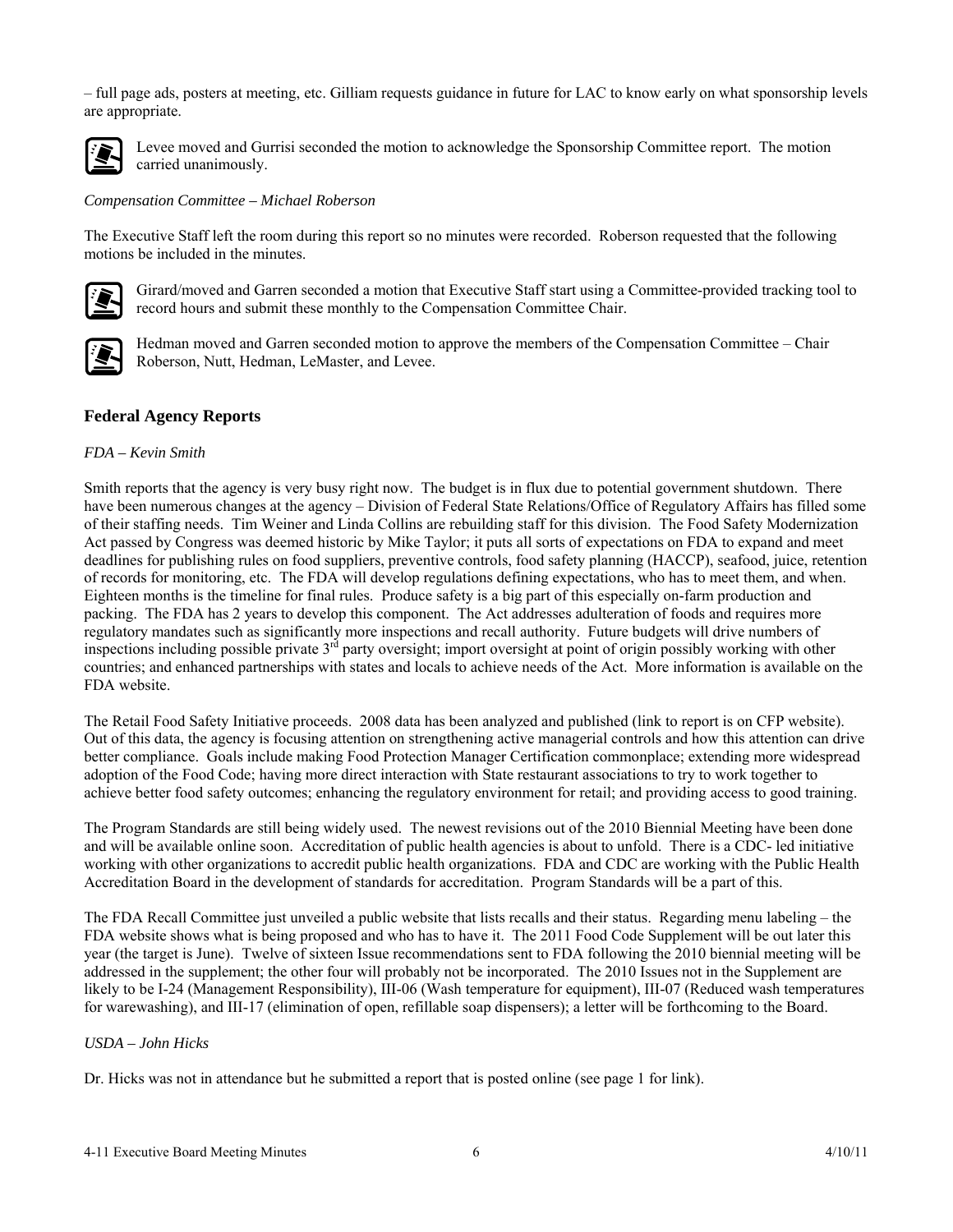– full page ads, posters at meeting, etc. Gilliam requests guidance in future for LAC to know early on what sponsorship levels are appropriate.

Levee moved and Gurrisi seconded the motion to acknowledge the Sponsorship Committee report. The motion carried unanimously.

*Compensation Committee – Michael Roberson*

The Executive Staff left the room during this report so no minutes were recorded. Roberson requested that the following motions be included in the minutes.

Girard/moved and Garren seconded a motion that Executive Staff start using a Committee-provided tracking tool to record hours and submit these monthly to the Compensation Committee Chair.

Hedman moved and Garren seconded motion to approve the members of the Compensation Committee – Chair Roberson, Nutt, Hedman, LeMaster, and Levee.

## Federal Agency Reports

*FDA – Kevin Smith*

Smith reports that the agency is very busy right now. The budget is in flux due to potential government shutdown. There have been numerous changes at the agency – Division of Federal State Relations/Office of Regulatory Affairs has filled some of their staffing needs. Tim Weiner and Linda Collins are rebuilding staff for this division. The Food Safety Modernization Act passed by Congress was deemed historic by Mike Taylor; it puts all sorts of expectations on FDA to expand and meet deadlines for publishing rules on food suppliers, preventive controls, food safety planning (HACCP), seafood, juice, retention of records for monitoring, etc. The FDA will develop regulations defining expectations, who has to meet them, and when. Eighteen months is the timeline for final rules. Produce safety is a big part of this especially on-farm production and packing. The FDA has 2 years to develop this component. The Act addresses adulteration of foods and requires more regulatory mandates such as significantly more inspections and recall authority. Future budgets will drive numbers of inspections including possible private 3rd party oversight; import oversight at point of origin possibly working with other countries; and enhanced partnerships with states and locals to achieve needs of the Act. More information is available on the FDA website.

The Retail Food Safety Initiative proceeds. 2008 data has been analyzed and published (link to report is on CFP website). Out of this data, the agency is focusing attention on strengthening active managerial controls and how this attention can drive better compliance. Goals include making Food Protection Manager Certification commonplace; extending more widespread adoption of the Food Code; having more direct interaction with State restaurant associations to try to work together to achieve better food safety outcomes; enhancing the regulatory environment for retail; and providing access to good training.

The Program Standards are still being widely used. The newest revisions out of the 2010 Biennial Meeting have been done and will be available online soon. Accreditation of public health agencies is about to unfold. There is a CDC- led initiative working with other organizations to accredit public health organizations. FDA and CDC are working with the Public Health Accreditation Board in the development of standards for accreditation. Program Standards will be a part of this.

The FDA Recall Committee just unveiled a public website that lists recalls and their status. Regarding menu labeling – the FDA website shows what is being proposed and who has to have it. The 2011 Food Code Supplement will be out later this year (the target is June). Twelve of sixteen Issue recommendations sent to FDA following the 2010 biennial meeting will be addressed in the supplement; the other four will probably not be incorporated. The 2010 Issues not in the Supplement are likely to be I-24 (Management Responsibility), III-06 (Wash temperature for equipment), III-07 (Reduced wash temperatures for warewashing), and III-17 (elimination of open, refillable soap dispensers); a letter will be forthcoming to the Board.

*USDA – John Hicks*

Dr. Hicks was not in attendance but he submitted a report that is posted online (see page 1 for link).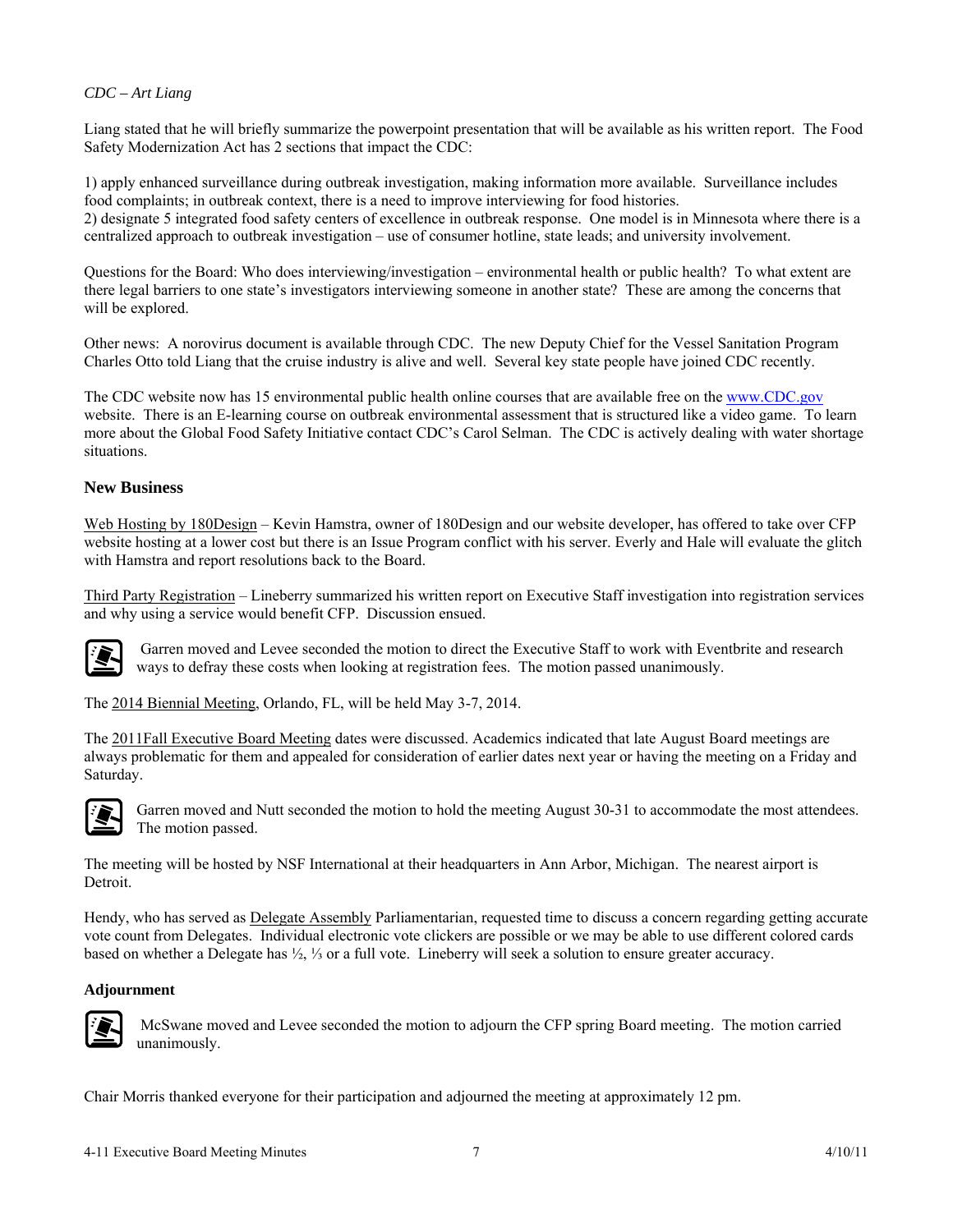*CDC – Art Liang*

Liang stated that he will briefly summarize the powerpoint presentation that will be available as his written report. The Food Safety Modernization Act has 2 sections that impact the CDC:

1) apply enhanced surveillance during outbreak investigation, making information more available. Surveillance includes food complaints; in outbreak context, there is a need to improve interviewing for food histories.
2) designate 5 integrated food safety centers of excellence in outbreak response. One model is in Minnesota where there is a centralized approach to outbreak investigation – use of consumer hotline, state leads; and university involvement.

Questions for the Board: Who does interviewing/investigation – environmental health or public health? To what extent are there legal barriers to one state's investigators interviewing someone in another state? These are among the concerns that will be explored.

Other news: A norovirus document is available through CDC. The new Deputy Chief for the Vessel Sanitation Program Charles Otto told Liang that the cruise industry is alive and well. Several key state people have joined CDC recently.

The CDC website now has 15 environmental public health online courses that are available free on the www.CDC.gov website. There is an E-learning course on outbreak environmental assessment that is structured like a video game. To learn more about the Global Food Safety Initiative contact CDC's Carol Selman. The CDC is actively dealing with water shortage situations.

### New Business

Web Hosting by 180Design – Kevin Hamstra, owner of 180Design and our website developer, has offered to take over CFP website hosting at a lower cost but there is an Issue Program conflict with his server. Everly and Hale will evaluate the glitch with Hamstra and report resolutions back to the Board.

Third Party Registration – Lineberry summarized his written report on Executive Staff investigation into registration services and why using a service would benefit CFP. Discussion ensued.

Garren moved and Levee seconded the motion to direct the Executive Staff to work with Eventbrite and research ways to defray these costs when looking at registration fees. The motion passed unanimously.

The 2014 Biennial Meeting, Orlando, FL, will be held May 3-7, 2014.

The 2011Fall Executive Board Meeting dates were discussed. Academics indicated that late August Board meetings are always problematic for them and appealed for consideration of earlier dates next year or having the meeting on a Friday and Saturday.

Garren moved and Nutt seconded the motion to hold the meeting August 30-31 to accommodate the most attendees. The motion passed.

The meeting will be hosted by NSF International at their headquarters in Ann Arbor, Michigan. The nearest airport is Detroit.

Hendy, who has served as Delegate Assembly Parliamentarian, requested time to discuss a concern regarding getting accurate vote count from Delegates. Individual electronic vote clickers are possible or we may be able to use different colored cards based on whether a Delegate has ½, ⅓ or a full vote. Lineberry will seek a solution to ensure greater accuracy.

### Adjournment

McSwane moved and Levee seconded the motion to adjourn the CFP spring Board meeting. The motion carried unanimously.

Chair Morris thanked everyone for their participation and adjourned the meeting at approximately 12 pm.